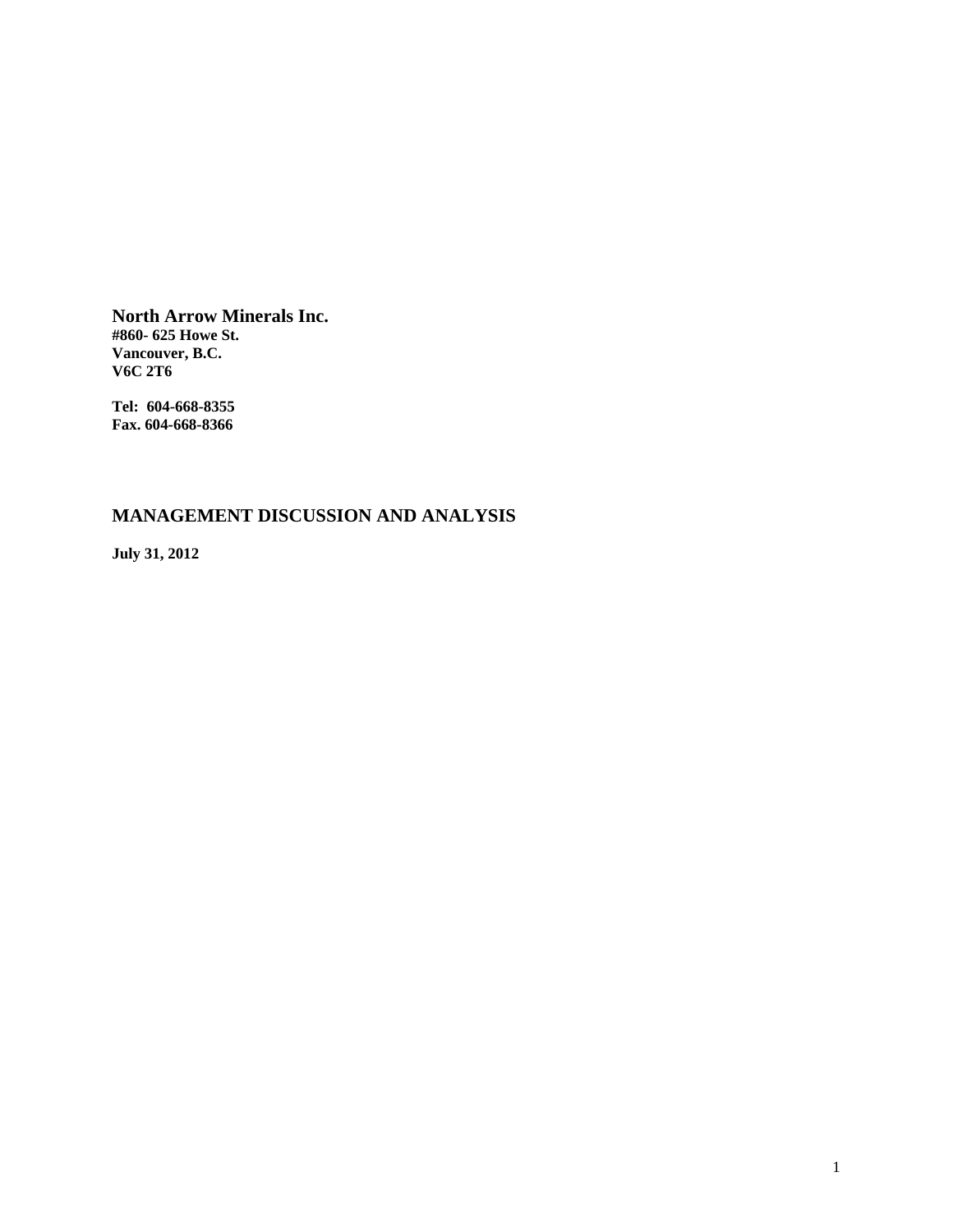**North Arrow Minerals Inc.**
**#860- 625 Howe St.**
**Vancouver, B.C.**
**V6C 2T6**

**Tel: 604-668-8355**
**Fax. 604-668-8366**

# MANAGEMENT DISCUSSION AND ANALYSIS

**July 31, 2012**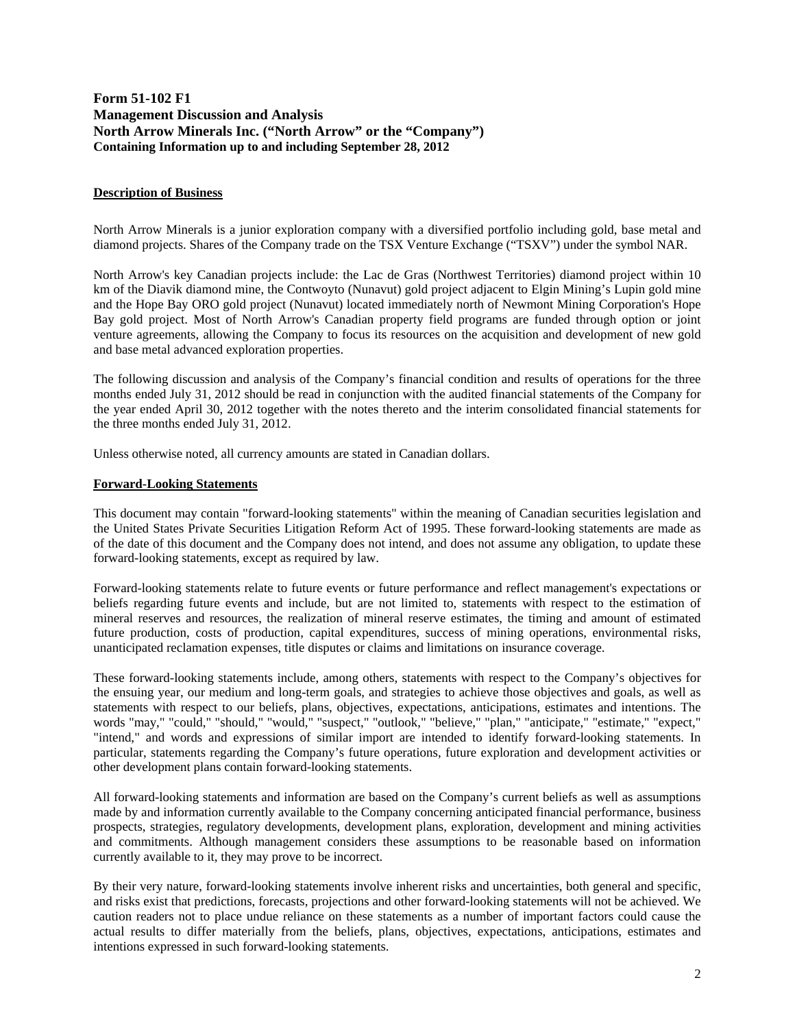**Form 51-102 F1**
**Management Discussion and Analysis**
**North Arrow Minerals Inc. ("North Arrow" or the "Company")**
**Containing Information up to and including September 28, 2012**

## Description of Business

North Arrow Minerals is a junior exploration company with a diversified portfolio including gold, base metal and diamond projects. Shares of the Company trade on the TSX Venture Exchange ("TSXV") under the symbol NAR.

North Arrow's key Canadian projects include: the Lac de Gras (Northwest Territories) diamond project within 10 km of the Diavik diamond mine, the Contwoyto (Nunavut) gold project adjacent to Elgin Mining's Lupin gold mine and the Hope Bay ORO gold project (Nunavut) located immediately north of Newmont Mining Corporation's Hope Bay gold project. Most of North Arrow's Canadian property field programs are funded through option or joint venture agreements, allowing the Company to focus its resources on the acquisition and development of new gold and base metal advanced exploration properties.

The following discussion and analysis of the Company's financial condition and results of operations for the three months ended July 31, 2012 should be read in conjunction with the audited financial statements of the Company for the year ended April 30, 2012 together with the notes thereto and the interim consolidated financial statements for the three months ended July 31, 2012.

Unless otherwise noted, all currency amounts are stated in Canadian dollars.

## Forward-Looking Statements

This document may contain "forward-looking statements" within the meaning of Canadian securities legislation and the United States Private Securities Litigation Reform Act of 1995. These forward-looking statements are made as of the date of this document and the Company does not intend, and does not assume any obligation, to update these forward-looking statements, except as required by law.

Forward-looking statements relate to future events or future performance and reflect management's expectations or beliefs regarding future events and include, but are not limited to, statements with respect to the estimation of mineral reserves and resources, the realization of mineral reserve estimates, the timing and amount of estimated future production, costs of production, capital expenditures, success of mining operations, environmental risks, unanticipated reclamation expenses, title disputes or claims and limitations on insurance coverage.

These forward-looking statements include, among others, statements with respect to the Company's objectives for the ensuing year, our medium and long-term goals, and strategies to achieve those objectives and goals, as well as statements with respect to our beliefs, plans, objectives, expectations, anticipations, estimates and intentions. The words "may," "could," "should," "would," "suspect," "outlook," "believe," "plan," "anticipate," "estimate," "expect," "intend," and words and expressions of similar import are intended to identify forward-looking statements. In particular, statements regarding the Company's future operations, future exploration and development activities or other development plans contain forward-looking statements.

All forward-looking statements and information are based on the Company's current beliefs as well as assumptions made by and information currently available to the Company concerning anticipated financial performance, business prospects, strategies, regulatory developments, development plans, exploration, development and mining activities and commitments. Although management considers these assumptions to be reasonable based on information currently available to it, they may prove to be incorrect.

By their very nature, forward-looking statements involve inherent risks and uncertainties, both general and specific, and risks exist that predictions, forecasts, projections and other forward-looking statements will not be achieved. We caution readers not to place undue reliance on these statements as a number of important factors could cause the actual results to differ materially from the beliefs, plans, objectives, expectations, anticipations, estimates and intentions expressed in such forward-looking statements.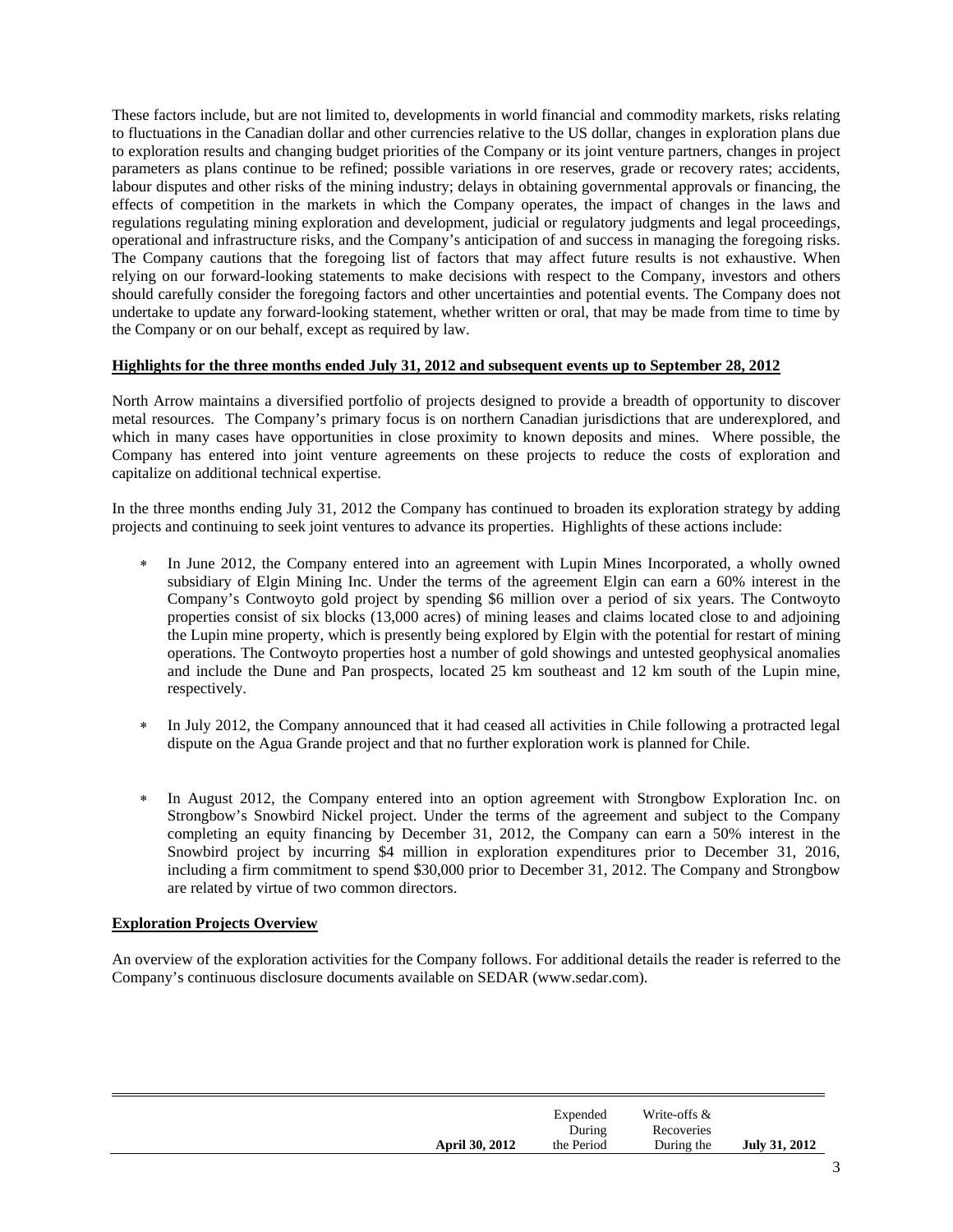These factors include, but are not limited to, developments in world financial and commodity markets, risks relating to fluctuations in the Canadian dollar and other currencies relative to the US dollar, changes in exploration plans due to exploration results and changing budget priorities of the Company or its joint venture partners, changes in project parameters as plans continue to be refined; possible variations in ore reserves, grade or recovery rates; accidents, labour disputes and other risks of the mining industry; delays in obtaining governmental approvals or financing, the effects of competition in the markets in which the Company operates, the impact of changes in the laws and regulations regulating mining exploration and development, judicial or regulatory judgments and legal proceedings, operational and infrastructure risks, and the Company's anticipation of and success in managing the foregoing risks. The Company cautions that the foregoing list of factors that may affect future results is not exhaustive. When relying on our forward-looking statements to make decisions with respect to the Company, investors and others should carefully consider the foregoing factors and other uncertainties and potential events. The Company does not undertake to update any forward-looking statement, whether written or oral, that may be made from time to time by the Company or on our behalf, except as required by law.

## Highlights for the three months ended July 31, 2012 and subsequent events up to September 28, 2012

North Arrow maintains a diversified portfolio of projects designed to provide a breadth of opportunity to discover metal resources. The Company's primary focus is on northern Canadian jurisdictions that are underexplored, and which in many cases have opportunities in close proximity to known deposits and mines. Where possible, the Company has entered into joint venture agreements on these projects to reduce the costs of exploration and capitalize on additional technical expertise.

In the three months ending July 31, 2012 the Company has continued to broaden its exploration strategy by adding projects and continuing to seek joint ventures to advance its properties. Highlights of these actions include:

- In June 2012, the Company entered into an agreement with Lupin Mines Incorporated, a wholly owned subsidiary of Elgin Mining Inc. Under the terms of the agreement Elgin can earn a 60% interest in the Company's Contwoyto gold project by spending $6 million over a period of six years. The Contwoyto properties consist of six blocks (13,000 acres) of mining leases and claims located close to and adjoining the Lupin mine property, which is presently being explored by Elgin with the potential for restart of mining operations. The Contwoyto properties host a number of gold showings and untested geophysical anomalies and include the Dune and Pan prospects, located 25 km southeast and 12 km south of the Lupin mine, respectively.

- In July 2012, the Company announced that it had ceased all activities in Chile following a protracted legal dispute on the Agua Grande project and that no further exploration work is planned for Chile.

- In August 2012, the Company entered into an option agreement with Strongbow Exploration Inc. on Strongbow's Snowbird Nickel project. Under the terms of the agreement and subject to the Company completing an equity financing by December 31, 2012, the Company can earn a 50% interest in the Snowbird project by incurring $4 million in exploration expenditures prior to December 31, 2016, including a firm commitment to spend $30,000 prior to December 31, 2012. The Company and Strongbow are related by virtue of two common directors.

## Exploration Projects Overview

An overview of the exploration activities for the Company follows. For additional details the reader is referred to the Company's continuous disclosure documents available on SEDAR (www.sedar.com).

| | **April 30, 2012** | Expended During the Period | Write-offs & Recoveries During the | **July 31, 2012** |
|---|---|---|---|---|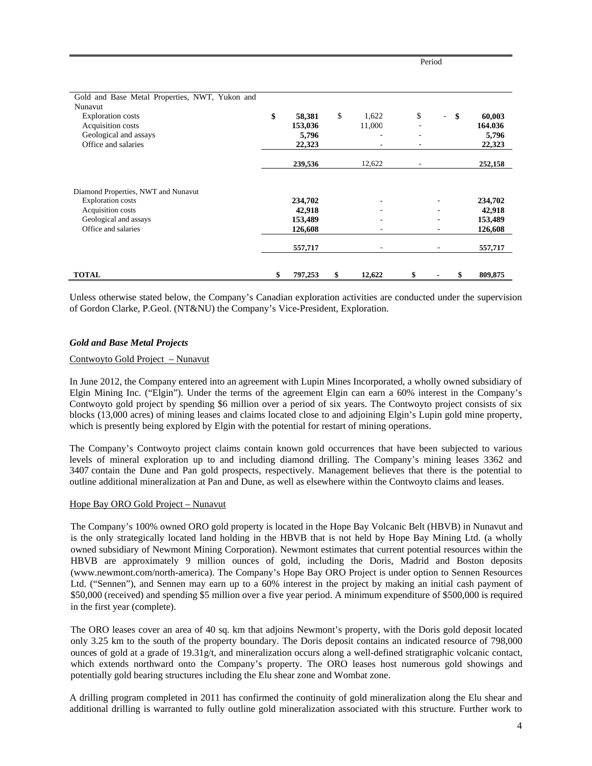| | | | Period | |
|---|---|---|---|---|
| **Gold and Base Metal Properties, NWT, Yukon and Nunavut** | | | | |
| Exploration costs | **$ 58,381** | $ 1,622 | $ - | **$ 60,003** |
| Acquisition costs | **153,036** | 11,000 | - | **164.036** |
| Geological and assays | **5,796** | - | - | **5,796** |
| Office and salaries | **22,323** | - | - | **22,323** |
| | **239,536** | 12,622 | - | **252,158** |
| **Diamond Properties, NWT and Nunavut** | | | | |
| Exploration costs | **234,702** | - | - | **234,702** |
| Acquisition costs | **42,918** | - | - | **42,918** |
| Geological and assays | **153,489** | - | - | **153,489** |
| Office and salaries | **126,608** | - | - | **126,608** |
| | **557,717** | - | - | **557,717** |
| **TOTAL** | **$ 797,253** | **$ 12,622** | **$ -** | **$ 809,875** |

Unless otherwise stated below, the Company's Canadian exploration activities are conducted under the supervision of Gordon Clarke, P.Geol. (NT&NU) the Company's Vice-President, Exploration.

### *Gold and Base Metal Projects*

Contwoyto Gold Project – Nunavut

In June 2012, the Company entered into an agreement with Lupin Mines Incorporated, a wholly owned subsidiary of Elgin Mining Inc. ("Elgin"). Under the terms of the agreement Elgin can earn a 60% interest in the Company's Contwoyto gold project by spending $6 million over a period of six years. The Contwoyto project consists of six blocks (13,000 acres) of mining leases and claims located close to and adjoining Elgin's Lupin gold mine property, which is presently being explored by Elgin with the potential for restart of mining operations.

The Company's Contwoyto project claims contain known gold occurrences that have been subjected to various levels of mineral exploration up to and including diamond drilling. The Company's mining leases 3362 and 3407 contain the Dune and Pan gold prospects, respectively. Management believes that there is the potential to outline additional mineralization at Pan and Dune, as well as elsewhere within the Contwoyto claims and leases.

Hope Bay ORO Gold Project – Nunavut

The Company's 100% owned ORO gold property is located in the Hope Bay Volcanic Belt (HBVB) in Nunavut and is the only strategically located land holding in the HBVB that is not held by Hope Bay Mining Ltd. (a wholly owned subsidiary of Newmont Mining Corporation). Newmont estimates that current potential resources within the HBVB are approximately 9 million ounces of gold, including the Doris, Madrid and Boston deposits (www.newmont.com/north-america). The Company's Hope Bay ORO Project is under option to Sennen Resources Ltd. ("Sennen"), and Sennen may earn up to a 60% interest in the project by making an initial cash payment of $50,000 (received) and spending $5 million over a five year period. A minimum expenditure of $500,000 is required in the first year (complete).

The ORO leases cover an area of 40 sq. km that adjoins Newmont's property, with the Doris gold deposit located only 3.25 km to the south of the property boundary. The Doris deposit contains an indicated resource of 798,000 ounces of gold at a grade of 19.31g/t, and mineralization occurs along a well-defined stratigraphic volcanic contact, which extends northward onto the Company's property. The ORO leases host numerous gold showings and potentially gold bearing structures including the Elu shear zone and Wombat zone.

A drilling program completed in 2011 has confirmed the continuity of gold mineralization along the Elu shear and additional drilling is warranted to fully outline gold mineralization associated with this structure. Further work to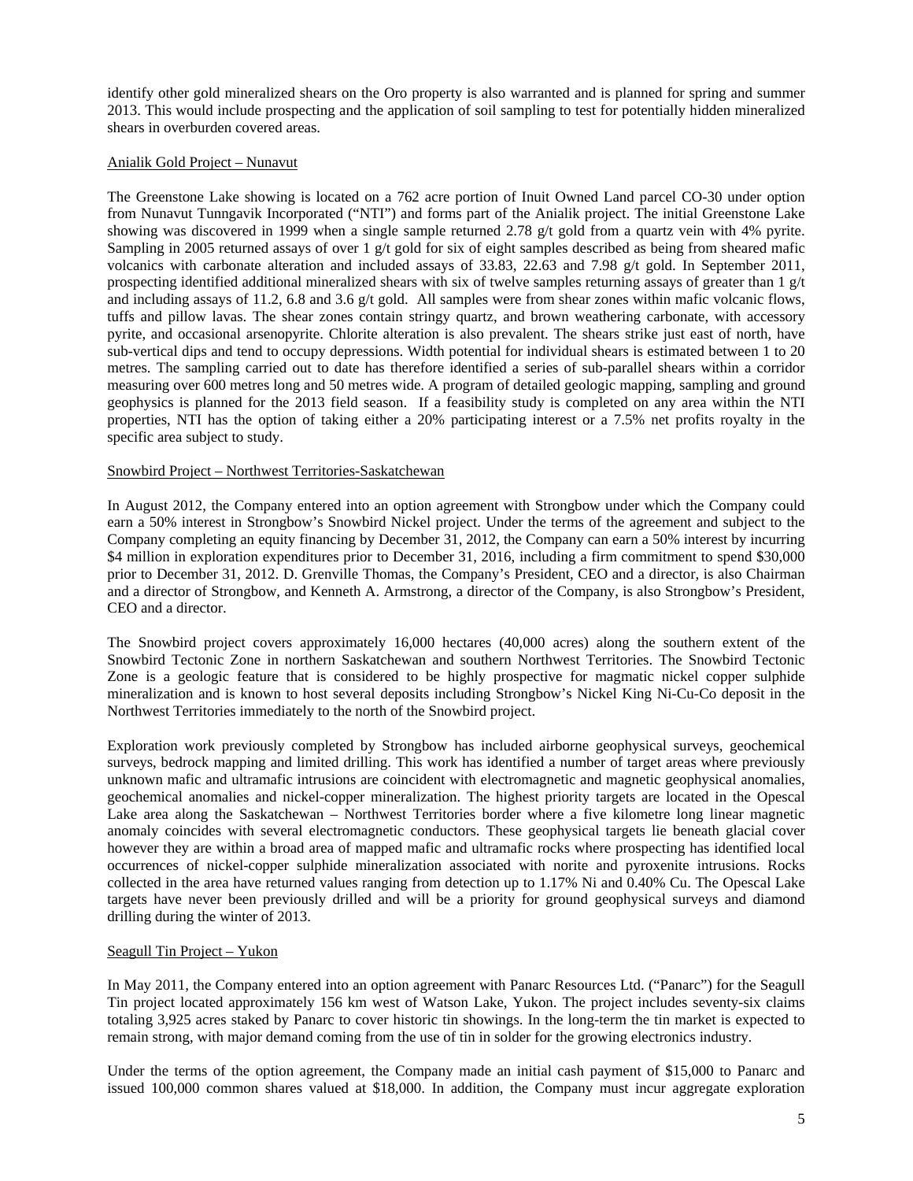identify other gold mineralized shears on the Oro property is also warranted and is planned for spring and summer 2013. This would include prospecting and the application of soil sampling to test for potentially hidden mineralized shears in overburden covered areas.

Anialik Gold Project – Nunavut

The Greenstone Lake showing is located on a 762 acre portion of Inuit Owned Land parcel CO-30 under option from Nunavut Tunngavik Incorporated ("NTI") and forms part of the Anialik project. The initial Greenstone Lake showing was discovered in 1999 when a single sample returned 2.78 g/t gold from a quartz vein with 4% pyrite. Sampling in 2005 returned assays of over 1 g/t gold for six of eight samples described as being from sheared mafic volcanics with carbonate alteration and included assays of 33.83, 22.63 and 7.98 g/t gold. In September 2011, prospecting identified additional mineralized shears with six of twelve samples returning assays of greater than 1 g/t and including assays of 11.2, 6.8 and 3.6 g/t gold. All samples were from shear zones within mafic volcanic flows, tuffs and pillow lavas. The shear zones contain stringy quartz, and brown weathering carbonate, with accessory pyrite, and occasional arsenopyrite. Chlorite alteration is also prevalent. The shears strike just east of north, have sub-vertical dips and tend to occupy depressions. Width potential for individual shears is estimated between 1 to 20 metres. The sampling carried out to date has therefore identified a series of sub-parallel shears within a corridor measuring over 600 metres long and 50 metres wide. A program of detailed geologic mapping, sampling and ground geophysics is planned for the 2013 field season. If a feasibility study is completed on any area within the NTI properties, NTI has the option of taking either a 20% participating interest or a 7.5% net profits royalty in the specific area subject to study.

Snowbird Project – Northwest Territories-Saskatchewan

In August 2012, the Company entered into an option agreement with Strongbow under which the Company could earn a 50% interest in Strongbow's Snowbird Nickel project. Under the terms of the agreement and subject to the Company completing an equity financing by December 31, 2012, the Company can earn a 50% interest by incurring $4 million in exploration expenditures prior to December 31, 2016, including a firm commitment to spend $30,000 prior to December 31, 2012. D. Grenville Thomas, the Company's President, CEO and a director, is also Chairman and a director of Strongbow, and Kenneth A. Armstrong, a director of the Company, is also Strongbow's President, CEO and a director.

The Snowbird project covers approximately 16,000 hectares (40,000 acres) along the southern extent of the Snowbird Tectonic Zone in northern Saskatchewan and southern Northwest Territories. The Snowbird Tectonic Zone is a geologic feature that is considered to be highly prospective for magmatic nickel copper sulphide mineralization and is known to host several deposits including Strongbow's Nickel King Ni-Cu-Co deposit in the Northwest Territories immediately to the north of the Snowbird project.

Exploration work previously completed by Strongbow has included airborne geophysical surveys, geochemical surveys, bedrock mapping and limited drilling. This work has identified a number of target areas where previously unknown mafic and ultramafic intrusions are coincident with electromagnetic and magnetic geophysical anomalies, geochemical anomalies and nickel-copper mineralization. The highest priority targets are located in the Opescal Lake area along the Saskatchewan – Northwest Territories border where a five kilometre long linear magnetic anomaly coincides with several electromagnetic conductors. These geophysical targets lie beneath glacial cover however they are within a broad area of mapped mafic and ultramafic rocks where prospecting has identified local occurrences of nickel-copper sulphide mineralization associated with norite and pyroxenite intrusions. Rocks collected in the area have returned values ranging from detection up to 1.17% Ni and 0.40% Cu. The Opescal Lake targets have never been previously drilled and will be a priority for ground geophysical surveys and diamond drilling during the winter of 2013.

Seagull Tin Project – Yukon

In May 2011, the Company entered into an option agreement with Panarc Resources Ltd. ("Panarc") for the Seagull Tin project located approximately 156 km west of Watson Lake, Yukon. The project includes seventy-six claims totaling 3,925 acres staked by Panarc to cover historic tin showings. In the long-term the tin market is expected to remain strong, with major demand coming from the use of tin in solder for the growing electronics industry.

Under the terms of the option agreement, the Company made an initial cash payment of $15,000 to Panarc and issued 100,000 common shares valued at $18,000. In addition, the Company must incur aggregate exploration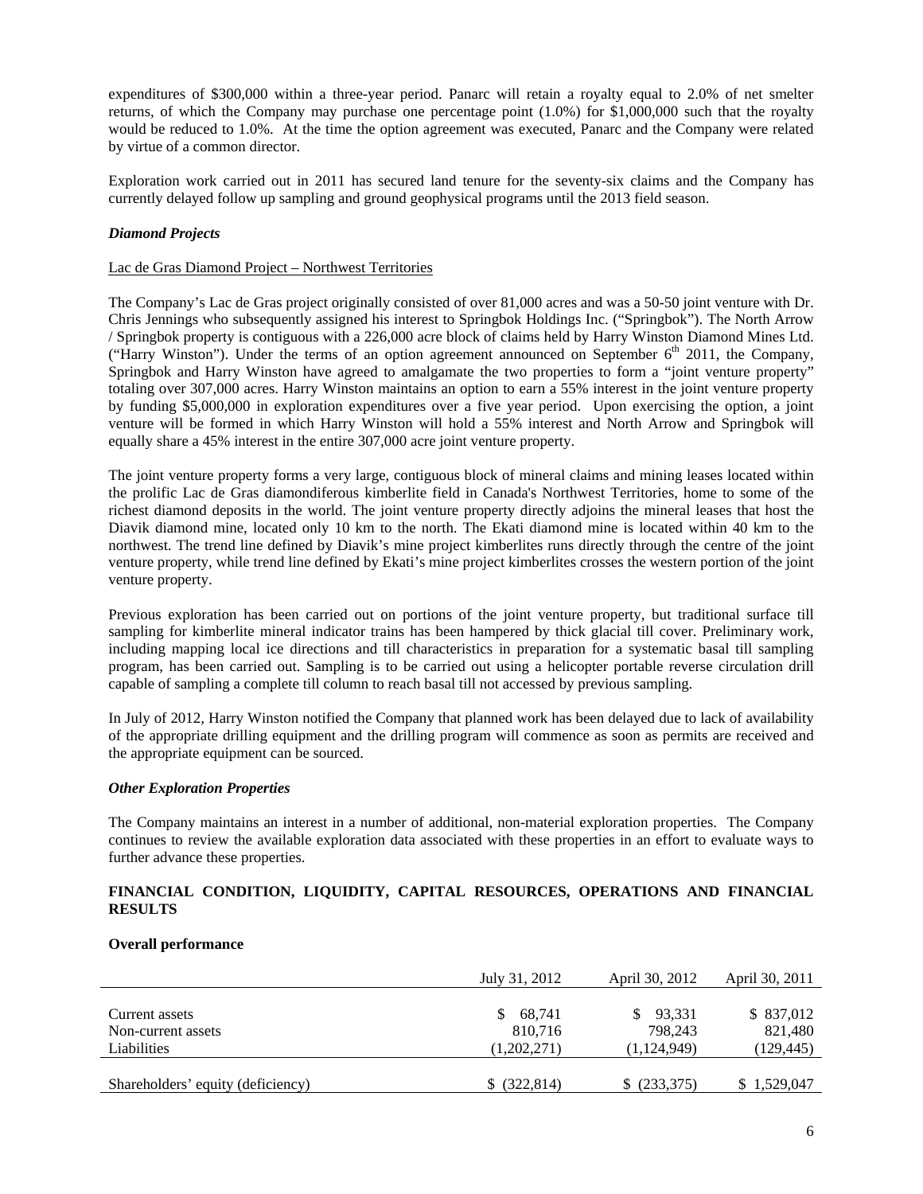expenditures of \$300,000 within a three-year period. Panarc will retain a royalty equal to 2.0% of net smelter returns, of which the Company may purchase one percentage point (1.0%) for \$1,000,000 such that the royalty would be reduced to 1.0%. At the time the option agreement was executed, Panarc and the Company were related by virtue of a common director.

Exploration work carried out in 2011 has secured land tenure for the seventy-six claims and the Company has currently delayed follow up sampling and ground geophysical programs until the 2013 field season.

### *Diamond Projects*

Lac de Gras Diamond Project – Northwest Territories

The Company's Lac de Gras project originally consisted of over 81,000 acres and was a 50-50 joint venture with Dr. Chris Jennings who subsequently assigned his interest to Springbok Holdings Inc. ("Springbok"). The North Arrow / Springbok property is contiguous with a 226,000 acre block of claims held by Harry Winston Diamond Mines Ltd. ("Harry Winston"). Under the terms of an option agreement announced on September 6th 2011, the Company, Springbok and Harry Winston have agreed to amalgamate the two properties to form a "joint venture property" totaling over 307,000 acres. Harry Winston maintains an option to earn a 55% interest in the joint venture property by funding \$5,000,000 in exploration expenditures over a five year period. Upon exercising the option, a joint venture will be formed in which Harry Winston will hold a 55% interest and North Arrow and Springbok will equally share a 45% interest in the entire 307,000 acre joint venture property.

The joint venture property forms a very large, contiguous block of mineral claims and mining leases located within the prolific Lac de Gras diamondiferous kimberlite field in Canada's Northwest Territories, home to some of the richest diamond deposits in the world. The joint venture property directly adjoins the mineral leases that host the Diavik diamond mine, located only 10 km to the north. The Ekati diamond mine is located within 40 km to the northwest. The trend line defined by Diavik's mine project kimberlites runs directly through the centre of the joint venture property, while trend line defined by Ekati's mine project kimberlites crosses the western portion of the joint venture property.

Previous exploration has been carried out on portions of the joint venture property, but traditional surface till sampling for kimberlite mineral indicator trains has been hampered by thick glacial till cover. Preliminary work, including mapping local ice directions and till characteristics in preparation for a systematic basal till sampling program, has been carried out. Sampling is to be carried out using a helicopter portable reverse circulation drill capable of sampling a complete till column to reach basal till not accessed by previous sampling.

In July of 2012, Harry Winston notified the Company that planned work has been delayed due to lack of availability of the appropriate drilling equipment and the drilling program will commence as soon as permits are received and the appropriate equipment can be sourced.

### *Other Exploration Properties*

The Company maintains an interest in a number of additional, non-material exploration properties. The Company continues to review the available exploration data associated with these properties in an effort to evaluate ways to further advance these properties.

## FINANCIAL CONDITION, LIQUIDITY, CAPITAL RESOURCES, OPERATIONS AND FINANCIAL RESULTS

**Overall performance**

| | July 31, 2012 | April 30, 2012 | April 30, 2011 |
|---|---|---|---|
| Current assets | \$ 68,741 | \$ 93,331 | \$ 837,012 |
| Non-current assets | 810,716 | 798,243 | 821,480 |
| Liabilities | (1,202,271) | (1,124,949) | (129,445) |
| Shareholders' equity (deficiency) | \$ (322,814) | \$ (233,375) | \$ 1,529,047 |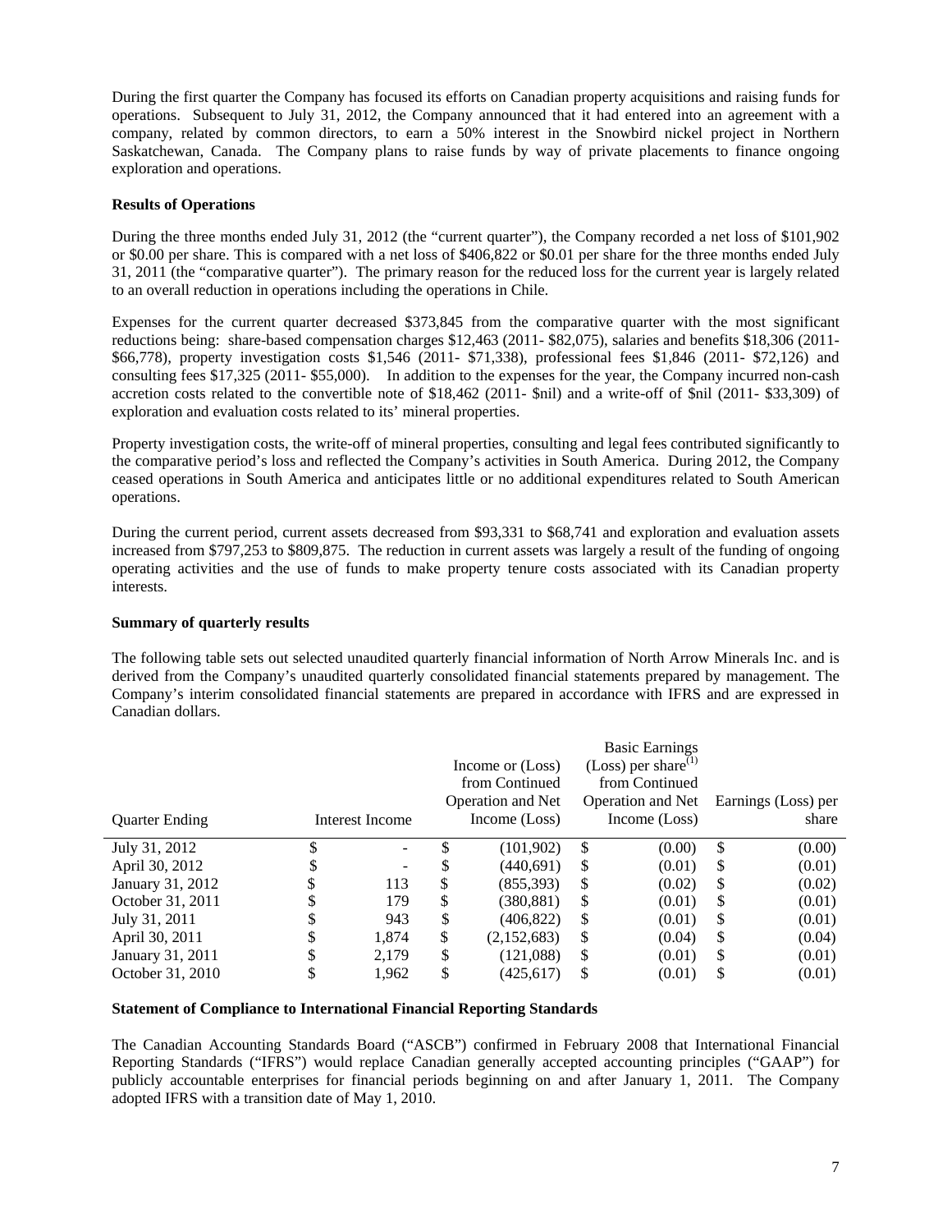During the first quarter the Company has focused its efforts on Canadian property acquisitions and raising funds for operations. Subsequent to July 31, 2012, the Company announced that it had entered into an agreement with a company, related by common directors, to earn a 50% interest in the Snowbird nickel project in Northern Saskatchewan, Canada. The Company plans to raise funds by way of private placements to finance ongoing exploration and operations.

**Results of Operations**

During the three months ended July 31, 2012 (the "current quarter"), the Company recorded a net loss of $101,902 or $0.00 per share. This is compared with a net loss of $406,822 or $0.01 per share for the three months ended July 31, 2011 (the "comparative quarter"). The primary reason for the reduced loss for the current year is largely related to an overall reduction in operations including the operations in Chile.

Expenses for the current quarter decreased $373,845 from the comparative quarter with the most significant reductions being: share-based compensation charges $12,463 (2011- $82,075), salaries and benefits $18,306 (2011- $66,778), property investigation costs $1,546 (2011- $71,338), professional fees $1,846 (2011- $72,126) and consulting fees $17,325 (2011- $55,000). In addition to the expenses for the year, the Company incurred non-cash accretion costs related to the convertible note of $18,462 (2011- $nil) and a write-off of $nil (2011- $33,309) of exploration and evaluation costs related to its' mineral properties.

Property investigation costs, the write-off of mineral properties, consulting and legal fees contributed significantly to the comparative period's loss and reflected the Company's activities in South America. During 2012, the Company ceased operations in South America and anticipates little or no additional expenditures related to South American operations.

During the current period, current assets decreased from $93,331 to $68,741 and exploration and evaluation assets increased from $797,253 to $809,875. The reduction in current assets was largely a result of the funding of ongoing operating activities and the use of funds to make property tenure costs associated with its Canadian property interests.

**Summary of quarterly results**

The following table sets out selected unaudited quarterly financial information of North Arrow Minerals Inc. and is derived from the Company's unaudited quarterly consolidated financial statements prepared by management. The Company's interim consolidated financial statements are prepared in accordance with IFRS and are expressed in Canadian dollars.

| Quarter Ending | Interest Income | Income or (Loss) from Continued Operation and Net Income (Loss) | Basic Earnings (Loss) per share[1] from Continued Operation and Net Income (Loss) | Earnings (Loss) per share |
|---|---|---|---|---|
| July 31, 2012 | $ - | $ (101,902) | $ (0.00) | $ (0.00) |
| April 30, 2012 | $ - | $ (440,691) | $ (0.01) | $ (0.01) |
| January 31, 2012 | $ 113 | $ (855,393) | $ (0.02) | $ (0.02) |
| October 31, 2011 | $ 179 | $ (380,881) | $ (0.01) | $ (0.01) |
| July 31, 2011 | $ 943 | $ (406,822) | $ (0.01) | $ (0.01) |
| April 30, 2011 | $ 1,874 | $ (2,152,683) | $ (0.04) | $ (0.04) |
| January 31, 2011 | $ 2,179 | $ (121,088) | $ (0.01) | $ (0.01) |
| October 31, 2010 | $ 1,962 | $ (425,617) | $ (0.01) | $ (0.01) |

**Statement of Compliance to International Financial Reporting Standards**

The Canadian Accounting Standards Board ("ASCB") confirmed in February 2008 that International Financial Reporting Standards ("IFRS") would replace Canadian generally accepted accounting principles ("GAAP") for publicly accountable enterprises for financial periods beginning on and after January 1, 2011. The Company adopted IFRS with a transition date of May 1, 2010.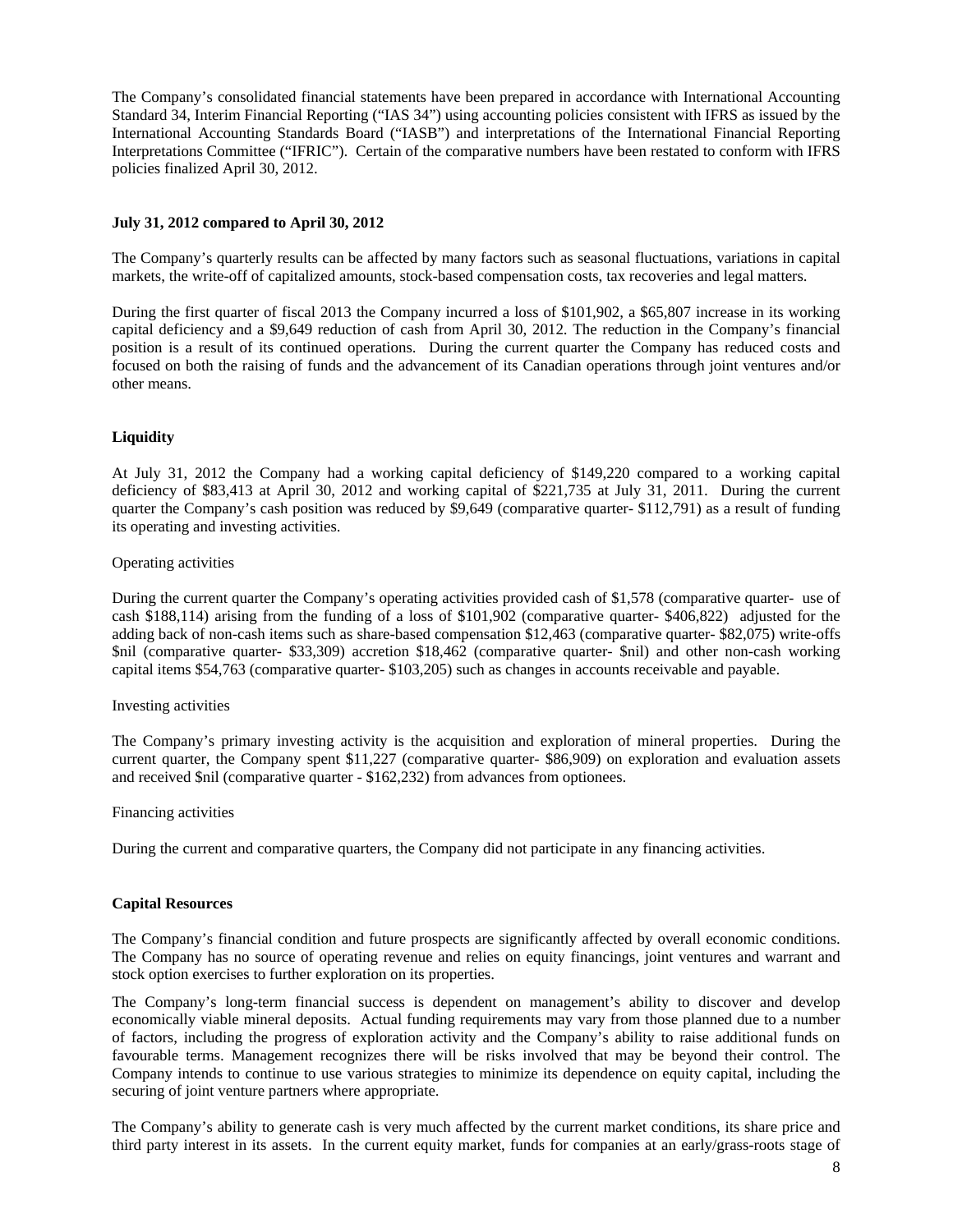The Company's consolidated financial statements have been prepared in accordance with International Accounting Standard 34, Interim Financial Reporting ("IAS 34") using accounting policies consistent with IFRS as issued by the International Accounting Standards Board ("IASB") and interpretations of the International Financial Reporting Interpretations Committee ("IFRIC"). Certain of the comparative numbers have been restated to conform with IFRS policies finalized April 30, 2012.

**July 31, 2012 compared to April 30, 2012**

The Company's quarterly results can be affected by many factors such as seasonal fluctuations, variations in capital markets, the write-off of capitalized amounts, stock-based compensation costs, tax recoveries and legal matters.

During the first quarter of fiscal 2013 the Company incurred a loss of $101,902, a $65,807 increase in its working capital deficiency and a $9,649 reduction of cash from April 30, 2012. The reduction in the Company's financial position is a result of its continued operations. During the current quarter the Company has reduced costs and focused on both the raising of funds and the advancement of its Canadian operations through joint ventures and/or other means.

**Liquidity**

At July 31, 2012 the Company had a working capital deficiency of $149,220 compared to a working capital deficiency of $83,413 at April 30, 2012 and working capital of $221,735 at July 31, 2011. During the current quarter the Company's cash position was reduced by $9,649 (comparative quarter- $112,791) as a result of funding its operating and investing activities.

Operating activities

During the current quarter the Company's operating activities provided cash of $1,578 (comparative quarter- use of cash $188,114) arising from the funding of a loss of $101,902 (comparative quarter- $406,822) adjusted for the adding back of non-cash items such as share-based compensation $12,463 (comparative quarter- $82,075) write-offs $nil (comparative quarter- $33,309) accretion $18,462 (comparative quarter- $nil) and other non-cash working capital items $54,763 (comparative quarter- $103,205) such as changes in accounts receivable and payable.

Investing activities

The Company's primary investing activity is the acquisition and exploration of mineral properties. During the current quarter, the Company spent $11,227 (comparative quarter- $86,909) on exploration and evaluation assets and received $nil (comparative quarter - $162,232) from advances from optionees.

Financing activities

During the current and comparative quarters, the Company did not participate in any financing activities.

**Capital Resources**

The Company's financial condition and future prospects are significantly affected by overall economic conditions. The Company has no source of operating revenue and relies on equity financings, joint ventures and warrant and stock option exercises to further exploration on its properties.

The Company's long-term financial success is dependent on management's ability to discover and develop economically viable mineral deposits. Actual funding requirements may vary from those planned due to a number of factors, including the progress of exploration activity and the Company's ability to raise additional funds on favourable terms. Management recognizes there will be risks involved that may be beyond their control. The Company intends to continue to use various strategies to minimize its dependence on equity capital, including the securing of joint venture partners where appropriate.

The Company's ability to generate cash is very much affected by the current market conditions, its share price and third party interest in its assets. In the current equity market, funds for companies at an early/grass-roots stage of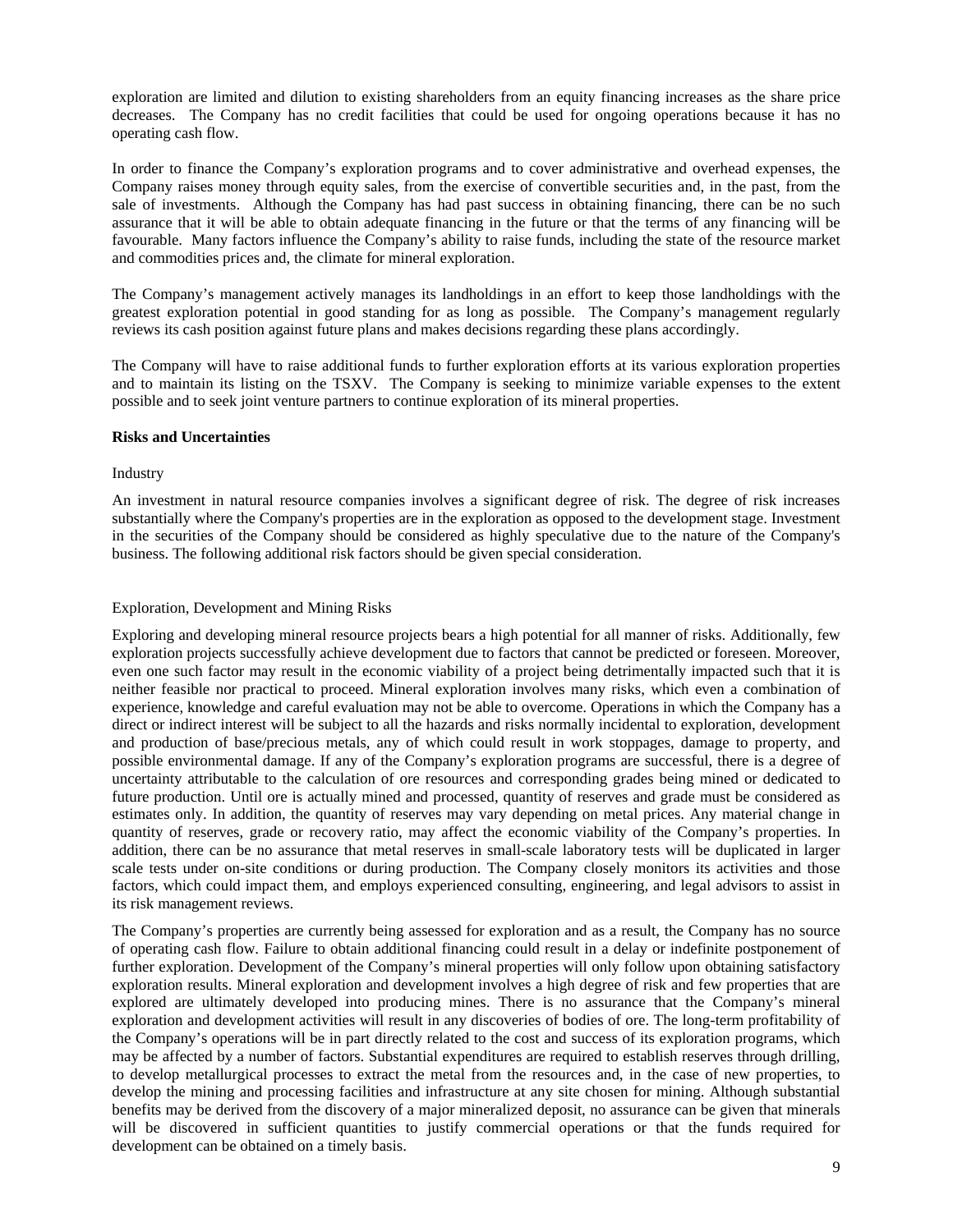exploration are limited and dilution to existing shareholders from an equity financing increases as the share price decreases. The Company has no credit facilities that could be used for ongoing operations because it has no operating cash flow.

In order to finance the Company's exploration programs and to cover administrative and overhead expenses, the Company raises money through equity sales, from the exercise of convertible securities and, in the past, from the sale of investments. Although the Company has had past success in obtaining financing, there can be no such assurance that it will be able to obtain adequate financing in the future or that the terms of any financing will be favourable. Many factors influence the Company's ability to raise funds, including the state of the resource market and commodities prices and, the climate for mineral exploration.

The Company's management actively manages its landholdings in an effort to keep those landholdings with the greatest exploration potential in good standing for as long as possible. The Company's management regularly reviews its cash position against future plans and makes decisions regarding these plans accordingly.

The Company will have to raise additional funds to further exploration efforts at its various exploration properties and to maintain its listing on the TSXV. The Company is seeking to minimize variable expenses to the extent possible and to seek joint venture partners to continue exploration of its mineral properties.

**Risks and Uncertainties**

Industry

An investment in natural resource companies involves a significant degree of risk. The degree of risk increases substantially where the Company's properties are in the exploration as opposed to the development stage. Investment in the securities of the Company should be considered as highly speculative due to the nature of the Company's business. The following additional risk factors should be given special consideration.

Exploration, Development and Mining Risks

Exploring and developing mineral resource projects bears a high potential for all manner of risks. Additionally, few exploration projects successfully achieve development due to factors that cannot be predicted or foreseen. Moreover, even one such factor may result in the economic viability of a project being detrimentally impacted such that it is neither feasible nor practical to proceed. Mineral exploration involves many risks, which even a combination of experience, knowledge and careful evaluation may not be able to overcome. Operations in which the Company has a direct or indirect interest will be subject to all the hazards and risks normally incidental to exploration, development and production of base/precious metals, any of which could result in work stoppages, damage to property, and possible environmental damage. If any of the Company's exploration programs are successful, there is a degree of uncertainty attributable to the calculation of ore resources and corresponding grades being mined or dedicated to future production. Until ore is actually mined and processed, quantity of reserves and grade must be considered as estimates only. In addition, the quantity of reserves may vary depending on metal prices. Any material change in quantity of reserves, grade or recovery ratio, may affect the economic viability of the Company's properties. In addition, there can be no assurance that metal reserves in small-scale laboratory tests will be duplicated in larger scale tests under on-site conditions or during production. The Company closely monitors its activities and those factors, which could impact them, and employs experienced consulting, engineering, and legal advisors to assist in its risk management reviews.

The Company's properties are currently being assessed for exploration and as a result, the Company has no source of operating cash flow. Failure to obtain additional financing could result in a delay or indefinite postponement of further exploration. Development of the Company's mineral properties will only follow upon obtaining satisfactory exploration results. Mineral exploration and development involves a high degree of risk and few properties that are explored are ultimately developed into producing mines. There is no assurance that the Company's mineral exploration and development activities will result in any discoveries of bodies of ore. The long-term profitability of the Company's operations will be in part directly related to the cost and success of its exploration programs, which may be affected by a number of factors. Substantial expenditures are required to establish reserves through drilling, to develop metallurgical processes to extract the metal from the resources and, in the case of new properties, to develop the mining and processing facilities and infrastructure at any site chosen for mining. Although substantial benefits may be derived from the discovery of a major mineralized deposit, no assurance can be given that minerals will be discovered in sufficient quantities to justify commercial operations or that the funds required for development can be obtained on a timely basis.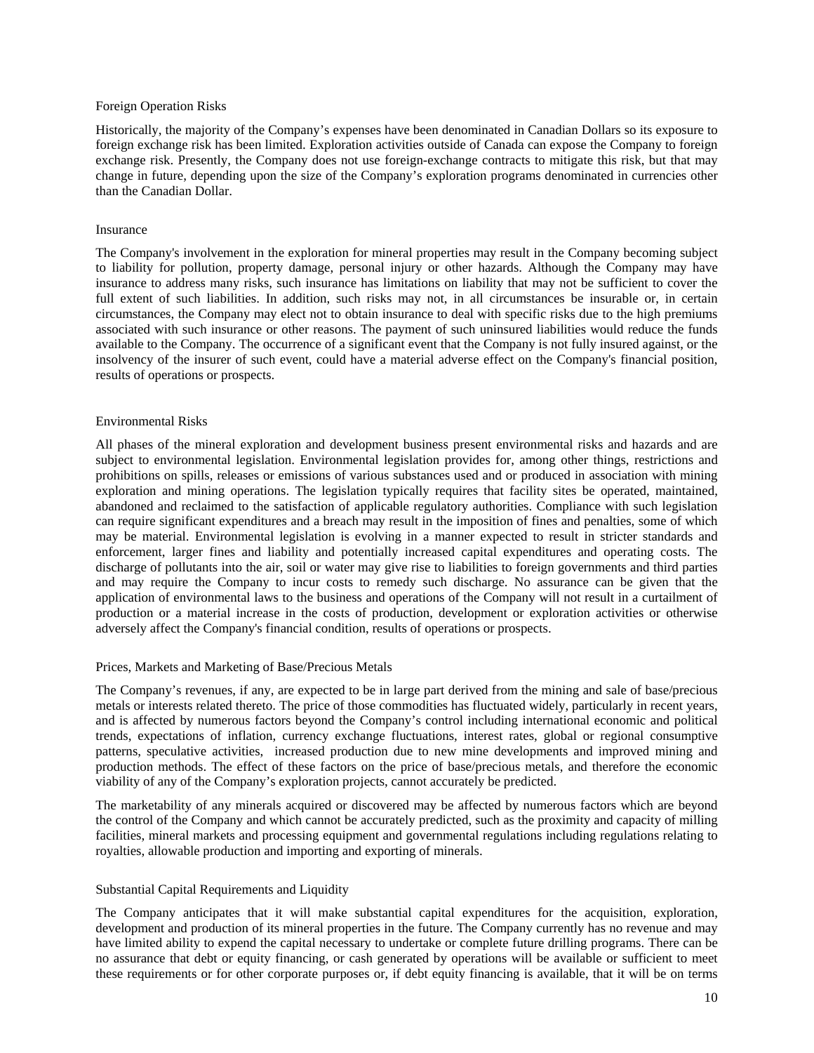### Foreign Operation Risks

Historically, the majority of the Company's expenses have been denominated in Canadian Dollars so its exposure to foreign exchange risk has been limited. Exploration activities outside of Canada can expose the Company to foreign exchange risk. Presently, the Company does not use foreign-exchange contracts to mitigate this risk, but that may change in future, depending upon the size of the Company's exploration programs denominated in currencies other than the Canadian Dollar.

### Insurance

The Company's involvement in the exploration for mineral properties may result in the Company becoming subject to liability for pollution, property damage, personal injury or other hazards. Although the Company may have insurance to address many risks, such insurance has limitations on liability that may not be sufficient to cover the full extent of such liabilities. In addition, such risks may not, in all circumstances be insurable or, in certain circumstances, the Company may elect not to obtain insurance to deal with specific risks due to the high premiums associated with such insurance or other reasons. The payment of such uninsured liabilities would reduce the funds available to the Company. The occurrence of a significant event that the Company is not fully insured against, or the insolvency of the insurer of such event, could have a material adverse effect on the Company's financial position, results of operations or prospects.

### Environmental Risks

All phases of the mineral exploration and development business present environmental risks and hazards and are subject to environmental legislation. Environmental legislation provides for, among other things, restrictions and prohibitions on spills, releases or emissions of various substances used and or produced in association with mining exploration and mining operations. The legislation typically requires that facility sites be operated, maintained, abandoned and reclaimed to the satisfaction of applicable regulatory authorities. Compliance with such legislation can require significant expenditures and a breach may result in the imposition of fines and penalties, some of which may be material. Environmental legislation is evolving in a manner expected to result in stricter standards and enforcement, larger fines and liability and potentially increased capital expenditures and operating costs. The discharge of pollutants into the air, soil or water may give rise to liabilities to foreign governments and third parties and may require the Company to incur costs to remedy such discharge. No assurance can be given that the application of environmental laws to the business and operations of the Company will not result in a curtailment of production or a material increase in the costs of production, development or exploration activities or otherwise adversely affect the Company's financial condition, results of operations or prospects.

### Prices, Markets and Marketing of Base/Precious Metals

The Company's revenues, if any, are expected to be in large part derived from the mining and sale of base/precious metals or interests related thereto. The price of those commodities has fluctuated widely, particularly in recent years, and is affected by numerous factors beyond the Company's control including international economic and political trends, expectations of inflation, currency exchange fluctuations, interest rates, global or regional consumptive patterns, speculative activities, increased production due to new mine developments and improved mining and production methods. The effect of these factors on the price of base/precious metals, and therefore the economic viability of any of the Company's exploration projects, cannot accurately be predicted.

The marketability of any minerals acquired or discovered may be affected by numerous factors which are beyond the control of the Company and which cannot be accurately predicted, such as the proximity and capacity of milling facilities, mineral markets and processing equipment and governmental regulations including regulations relating to royalties, allowable production and importing and exporting of minerals.

### Substantial Capital Requirements and Liquidity

The Company anticipates that it will make substantial capital expenditures for the acquisition, exploration, development and production of its mineral properties in the future. The Company currently has no revenue and may have limited ability to expend the capital necessary to undertake or complete future drilling programs. There can be no assurance that debt or equity financing, or cash generated by operations will be available or sufficient to meet these requirements or for other corporate purposes or, if debt equity financing is available, that it will be on terms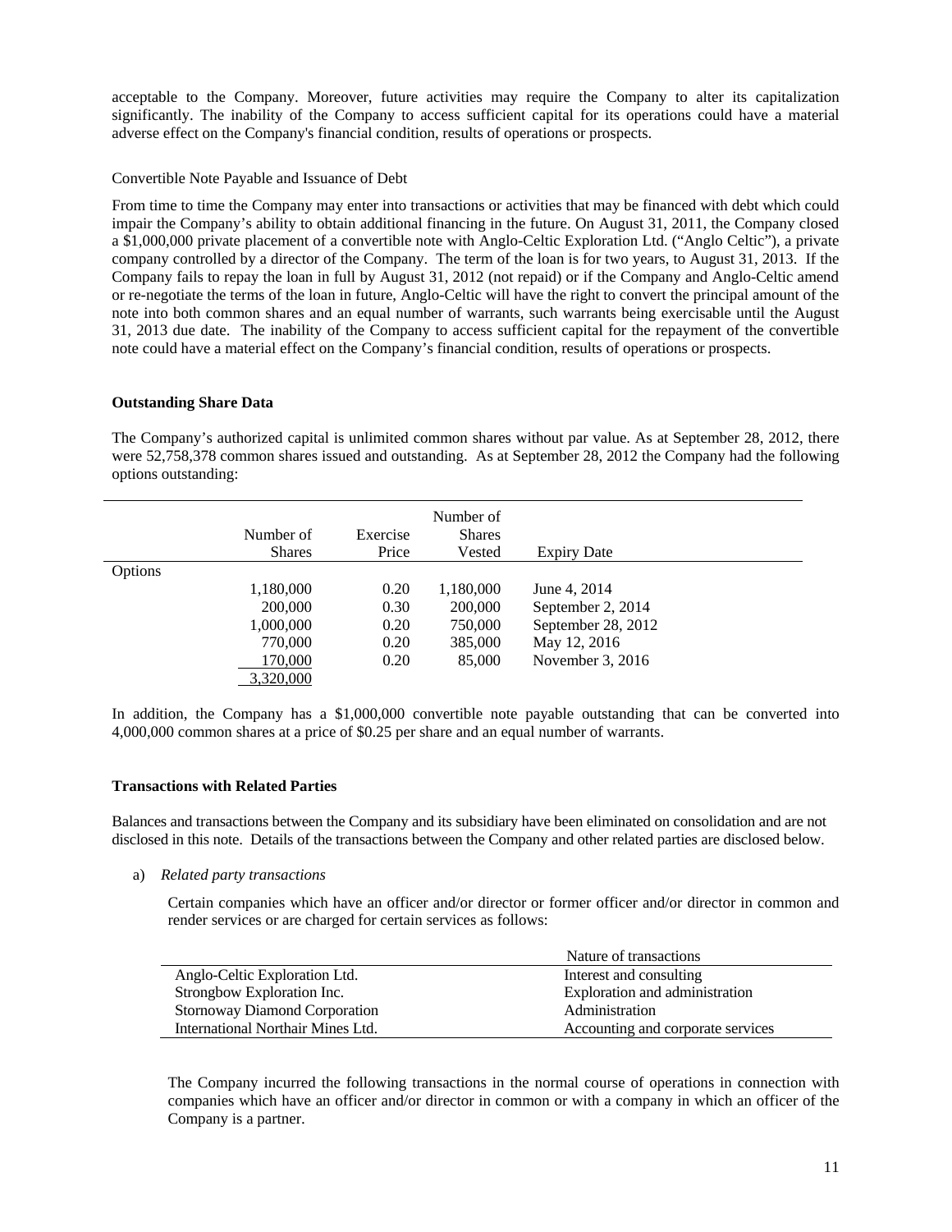acceptable to the Company. Moreover, future activities may require the Company to alter its capitalization significantly. The inability of the Company to access sufficient capital for its operations could have a material adverse effect on the Company's financial condition, results of operations or prospects.

Convertible Note Payable and Issuance of Debt

From time to time the Company may enter into transactions or activities that may be financed with debt which could impair the Company's ability to obtain additional financing in the future. On August 31, 2011, the Company closed a $1,000,000 private placement of a convertible note with Anglo-Celtic Exploration Ltd. ("Anglo Celtic"), a private company controlled by a director of the Company. The term of the loan is for two years, to August 31, 2013. If the Company fails to repay the loan in full by August 31, 2012 (not repaid) or if the Company and Anglo-Celtic amend or re-negotiate the terms of the loan in future, Anglo-Celtic will have the right to convert the principal amount of the note into both common shares and an equal number of warrants, such warrants being exercisable until the August 31, 2013 due date. The inability of the Company to access sufficient capital for the repayment of the convertible note could have a material effect on the Company's financial condition, results of operations or prospects.

**Outstanding Share Data**

The Company's authorized capital is unlimited common shares without par value. As at September 28, 2012, there were 52,758,378 common shares issued and outstanding. As at September 28, 2012 the Company had the following options outstanding:

| | Number of Shares | Exercise Price | Number of Shares Vested | Expiry Date |
|---|---|---|---|---|
| Options | | | | |
| | 1,180,000 | 0.20 | 1,180,000 | June 4, 2014 |
| | 200,000 | 0.30 | 200,000 | September 2, 2014 |
| | 1,000,000 | 0.20 | 750,000 | September 28, 2012 |
| | 770,000 | 0.20 | 385,000 | May 12, 2016 |
| | 170,000 | 0.20 | 85,000 | November 3, 2016 |
| | 3,320,000 | | | |

In addition, the Company has a $1,000,000 convertible note payable outstanding that can be converted into 4,000,000 common shares at a price of $0.25 per share and an equal number of warrants.

**Transactions with Related Parties**

Balances and transactions between the Company and its subsidiary have been eliminated on consolidation and are not disclosed in this note. Details of the transactions between the Company and other related parties are disclosed below.

a) *Related party transactions*

Certain companies which have an officer and/or director or former officer and/or director in common and render services or are charged for certain services as follows:

| | Nature of transactions |
|---|---|
| Anglo-Celtic Exploration Ltd. | Interest and consulting |
| Strongbow Exploration Inc. | Exploration and administration |
| Stornoway Diamond Corporation | Administration |
| International Northair Mines Ltd. | Accounting and corporate services |

The Company incurred the following transactions in the normal course of operations in connection with companies which have an officer and/or director in common or with a company in which an officer of the Company is a partner.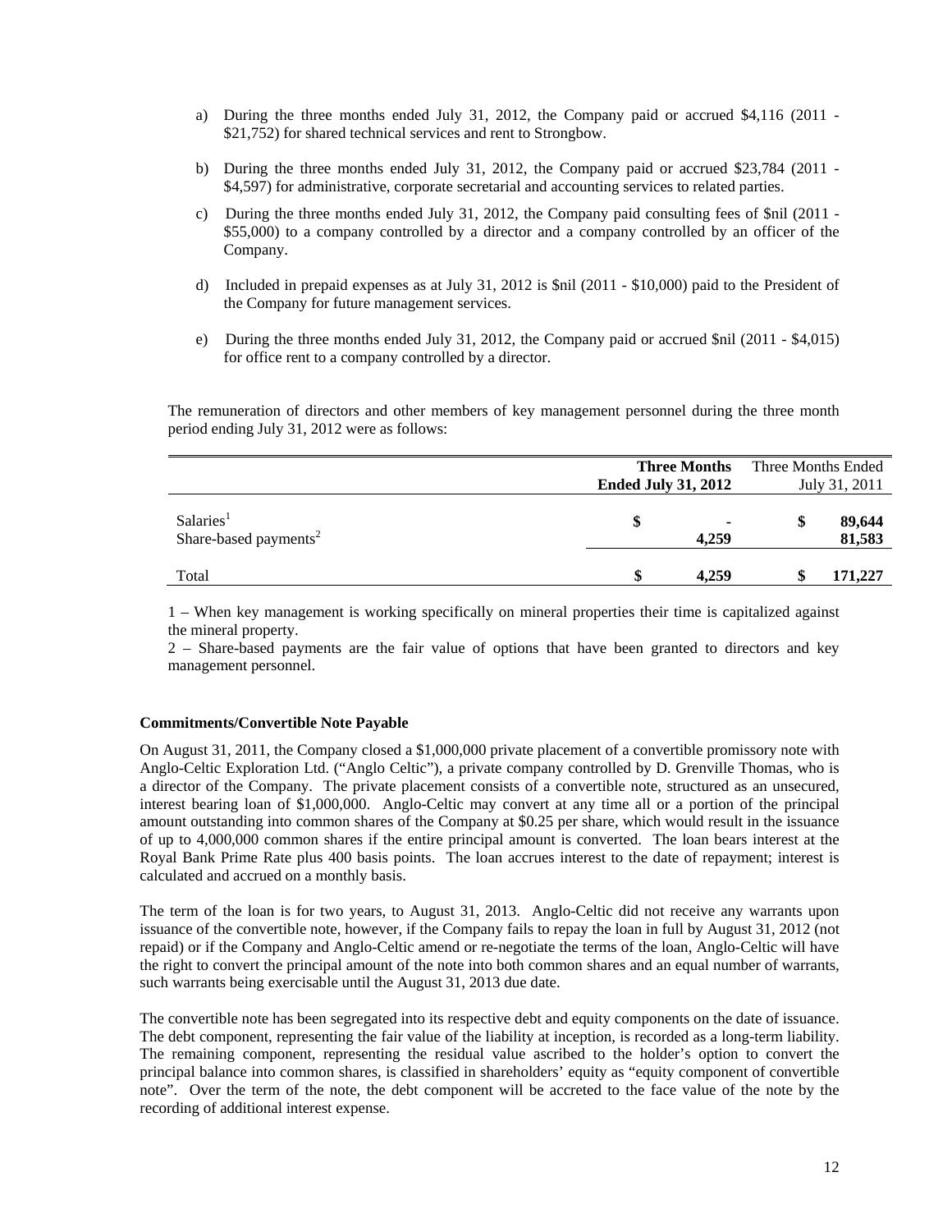a) During the three months ended July 31, 2012, the Company paid or accrued $4,116 (2011 - $21,752) for shared technical services and rent to Strongbow.

b) During the three months ended July 31, 2012, the Company paid or accrued $23,784 (2011 - $4,597) for administrative, corporate secretarial and accounting services to related parties.

c) During the three months ended July 31, 2012, the Company paid consulting fees of $nil (2011 - $55,000) to a company controlled by a director and a company controlled by an officer of the Company.

d) Included in prepaid expenses as at July 31, 2012 is $nil (2011 - $10,000) paid to the President of the Company for future management services.

e) During the three months ended July 31, 2012, the Company paid or accrued $nil (2011 - $4,015) for office rent to a company controlled by a director.

The remuneration of directors and other members of key management personnel during the three month period ending July 31, 2012 were as follows:

| | Three Months Ended July 31, 2012 | Three Months Ended July 31, 2011 |
|---|---|---|
| Salaries[1] | $ - | $ 89,644 |
| Share-based payments[2] | 4,259 | 81,583 |
| Total | $ 4,259 | $ 171,227 |

1 – When key management is working specifically on mineral properties their time is capitalized against the mineral property.

2 – Share-based payments are the fair value of options that have been granted to directors and key management personnel.

**Commitments/Convertible Note Payable**

On August 31, 2011, the Company closed a $1,000,000 private placement of a convertible promissory note with Anglo-Celtic Exploration Ltd. ("Anglo Celtic"), a private company controlled by D. Grenville Thomas, who is a director of the Company. The private placement consists of a convertible note, structured as an unsecured, interest bearing loan of $1,000,000. Anglo-Celtic may convert at any time all or a portion of the principal amount outstanding into common shares of the Company at $0.25 per share, which would result in the issuance of up to 4,000,000 common shares if the entire principal amount is converted. The loan bears interest at the Royal Bank Prime Rate plus 400 basis points. The loan accrues interest to the date of repayment; interest is calculated and accrued on a monthly basis.

The term of the loan is for two years, to August 31, 2013. Anglo-Celtic did not receive any warrants upon issuance of the convertible note, however, if the Company fails to repay the loan in full by August 31, 2012 (not repaid) or if the Company and Anglo-Celtic amend or re-negotiate the terms of the loan, Anglo-Celtic will have the right to convert the principal amount of the note into both common shares and an equal number of warrants, such warrants being exercisable until the August 31, 2013 due date.

The convertible note has been segregated into its respective debt and equity components on the date of issuance. The debt component, representing the fair value of the liability at inception, is recorded as a long-term liability. The remaining component, representing the residual value ascribed to the holder's option to convert the principal balance into common shares, is classified in shareholders' equity as "equity component of convertible note". Over the term of the note, the debt component will be accreted to the face value of the note by the recording of additional interest expense.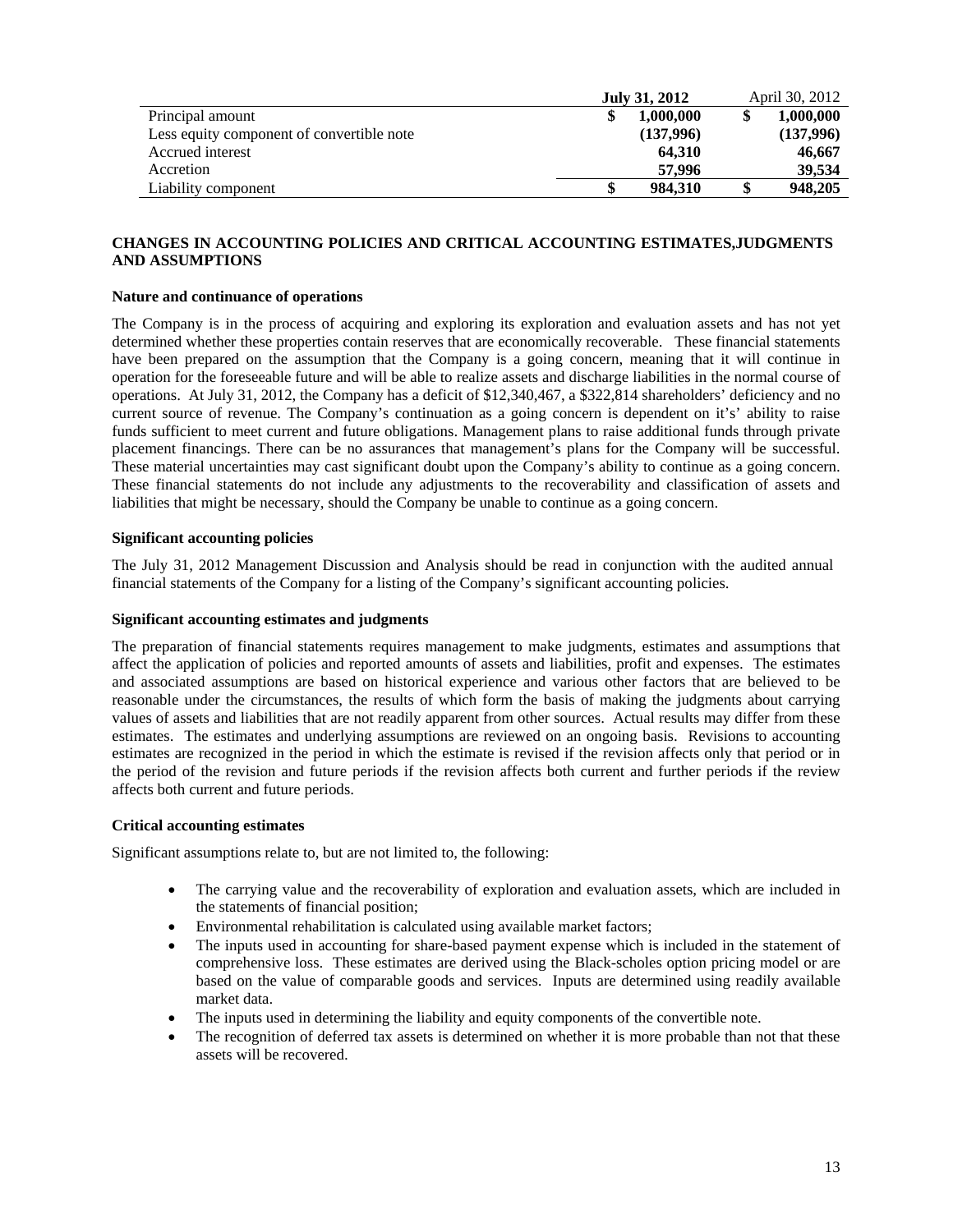| | July 31, 2012 | April 30, 2012 |
|---|---|---|
| Principal amount | $ 1,000,000 | $ 1,000,000 |
| Less equity component of convertible note | (137,996) | (137,996) |
| Accrued interest | 64,310 | 46,667 |
| Accretion | 57,996 | 39,534 |
| Liability component | $ 984,310 | $ 948,205 |

## CHANGES IN ACCOUNTING POLICIES AND CRITICAL ACCOUNTING ESTIMATES,JUDGMENTS AND ASSUMPTIONS

### Nature and continuance of operations

The Company is in the process of acquiring and exploring its exploration and evaluation assets and has not yet determined whether these properties contain reserves that are economically recoverable. These financial statements have been prepared on the assumption that the Company is a going concern, meaning that it will continue in operation for the foreseeable future and will be able to realize assets and discharge liabilities in the normal course of operations. At July 31, 2012, the Company has a deficit of $12,340,467, a $322,814 shareholders' deficiency and no current source of revenue. The Company's continuation as a going concern is dependent on it's' ability to raise funds sufficient to meet current and future obligations. Management plans to raise additional funds through private placement financings. There can be no assurances that management's plans for the Company will be successful. These material uncertainties may cast significant doubt upon the Company's ability to continue as a going concern. These financial statements do not include any adjustments to the recoverability and classification of assets and liabilities that might be necessary, should the Company be unable to continue as a going concern.

### Significant accounting policies

The July 31, 2012 Management Discussion and Analysis should be read in conjunction with the audited annual financial statements of the Company for a listing of the Company's significant accounting policies.

### Significant accounting estimates and judgments

The preparation of financial statements requires management to make judgments, estimates and assumptions that affect the application of policies and reported amounts of assets and liabilities, profit and expenses. The estimates and associated assumptions are based on historical experience and various other factors that are believed to be reasonable under the circumstances, the results of which form the basis of making the judgments about carrying values of assets and liabilities that are not readily apparent from other sources. Actual results may differ from these estimates. The estimates and underlying assumptions are reviewed on an ongoing basis. Revisions to accounting estimates are recognized in the period in which the estimate is revised if the revision affects only that period or in the period of the revision and future periods if the revision affects both current and further periods if the review affects both current and future periods.

### Critical accounting estimates

Significant assumptions relate to, but are not limited to, the following:

- The carrying value and the recoverability of exploration and evaluation assets, which are included in the statements of financial position;
- Environmental rehabilitation is calculated using available market factors;
- The inputs used in accounting for share-based payment expense which is included in the statement of comprehensive loss. These estimates are derived using the Black-scholes option pricing model or are based on the value of comparable goods and services. Inputs are determined using readily available market data.
- The inputs used in determining the liability and equity components of the convertible note.
- The recognition of deferred tax assets is determined on whether it is more probable than not that these assets will be recovered.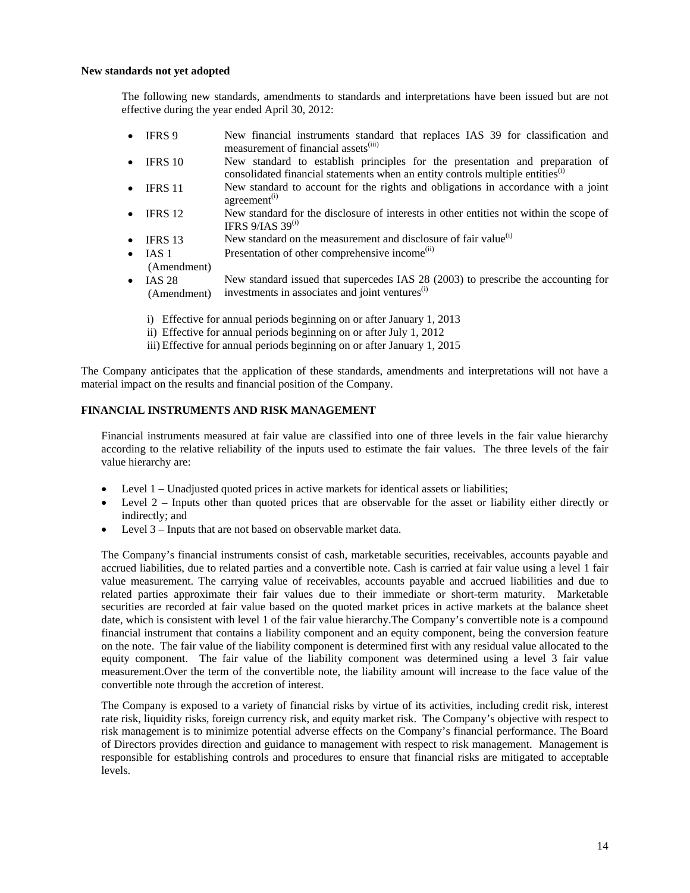**New standards not yet adopted**

The following new standards, amendments to standards and interpretations have been issued but are not effective during the year ended April 30, 2012:

- IFRS 9 — New financial instruments standard that replaces IAS 39 for classification and measurement of financial assets[iii]
- IFRS 10 — New standard to establish principles for the presentation and preparation of consolidated financial statements when an entity controls multiple entities[i]
- IFRS 11 — New standard to account for the rights and obligations in accordance with a joint agreement[i]
- IFRS 12 — New standard for the disclosure of interests in other entities not within the scope of IFRS 9/IAS 39[i]
- IFRS 13 — New standard on the measurement and disclosure of fair value[i]
- IAS 1 (Amendment) — Presentation of other comprehensive income[ii]
- IAS 28 (Amendment) — New standard issued that supercedes IAS 28 (2003) to prescribe the accounting for investments in associates and joint ventures[i]

i) Effective for annual periods beginning on or after January 1, 2013
ii) Effective for annual periods beginning on or after July 1, 2012
iii) Effective for annual periods beginning on or after January 1, 2015

The Company anticipates that the application of these standards, amendments and interpretations will not have a material impact on the results and financial position of the Company.

**FINANCIAL INSTRUMENTS AND RISK MANAGEMENT**

Financial instruments measured at fair value are classified into one of three levels in the fair value hierarchy according to the relative reliability of the inputs used to estimate the fair values. The three levels of the fair value hierarchy are:

- Level 1 – Unadjusted quoted prices in active markets for identical assets or liabilities;
- Level 2 – Inputs other than quoted prices that are observable for the asset or liability either directly or indirectly; and
- Level 3 – Inputs that are not based on observable market data.

The Company's financial instruments consist of cash, marketable securities, receivables, accounts payable and accrued liabilities, due to related parties and a convertible note. Cash is carried at fair value using a level 1 fair value measurement. The carrying value of receivables, accounts payable and accrued liabilities and due to related parties approximate their fair values due to their immediate or short-term maturity. Marketable securities are recorded at fair value based on the quoted market prices in active markets at the balance sheet date, which is consistent with level 1 of the fair value hierarchy.The Company's convertible note is a compound financial instrument that contains a liability component and an equity component, being the conversion feature on the note. The fair value of the liability component is determined first with any residual value allocated to the equity component. The fair value of the liability component was determined using a level 3 fair value measurement.Over the term of the convertible note, the liability amount will increase to the face value of the convertible note through the accretion of interest.

The Company is exposed to a variety of financial risks by virtue of its activities, including credit risk, interest rate risk, liquidity risks, foreign currency risk, and equity market risk. The Company's objective with respect to risk management is to minimize potential adverse effects on the Company's financial performance. The Board of Directors provides direction and guidance to management with respect to risk management. Management is responsible for establishing controls and procedures to ensure that financial risks are mitigated to acceptable levels.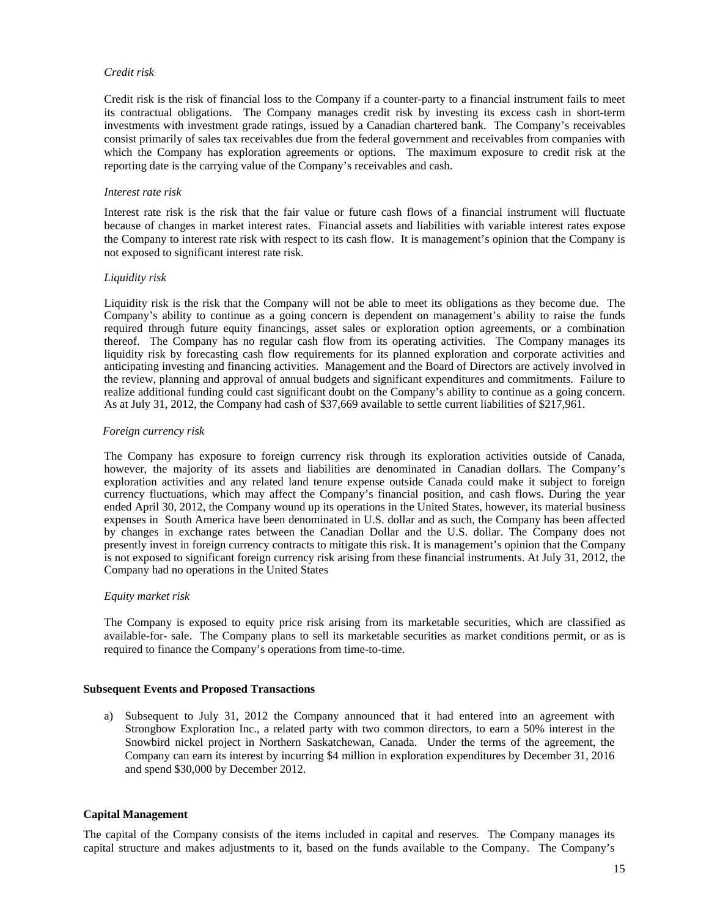*Credit risk*

Credit risk is the risk of financial loss to the Company if a counter-party to a financial instrument fails to meet its contractual obligations. The Company manages credit risk by investing its excess cash in short-term investments with investment grade ratings, issued by a Canadian chartered bank. The Company's receivables consist primarily of sales tax receivables due from the federal government and receivables from companies with which the Company has exploration agreements or options. The maximum exposure to credit risk at the reporting date is the carrying value of the Company's receivables and cash.

*Interest rate risk*

Interest rate risk is the risk that the fair value or future cash flows of a financial instrument will fluctuate because of changes in market interest rates. Financial assets and liabilities with variable interest rates expose the Company to interest rate risk with respect to its cash flow. It is management's opinion that the Company is not exposed to significant interest rate risk.

*Liquidity risk*

Liquidity risk is the risk that the Company will not be able to meet its obligations as they become due. The Company's ability to continue as a going concern is dependent on management's ability to raise the funds required through future equity financings, asset sales or exploration option agreements, or a combination thereof. The Company has no regular cash flow from its operating activities. The Company manages its liquidity risk by forecasting cash flow requirements for its planned exploration and corporate activities and anticipating investing and financing activities. Management and the Board of Directors are actively involved in the review, planning and approval of annual budgets and significant expenditures and commitments. Failure to realize additional funding could cast significant doubt on the Company's ability to continue as a going concern. As at July 31, 2012, the Company had cash of $37,669 available to settle current liabilities of $217,961.

*Foreign currency risk*

The Company has exposure to foreign currency risk through its exploration activities outside of Canada, however, the majority of its assets and liabilities are denominated in Canadian dollars. The Company's exploration activities and any related land tenure expense outside Canada could make it subject to foreign currency fluctuations, which may affect the Company's financial position, and cash flows. During the year ended April 30, 2012, the Company wound up its operations in the United States, however, its material business expenses in South America have been denominated in U.S. dollar and as such, the Company has been affected by changes in exchange rates between the Canadian Dollar and the U.S. dollar. The Company does not presently invest in foreign currency contracts to mitigate this risk. It is management's opinion that the Company is not exposed to significant foreign currency risk arising from these financial instruments. At July 31, 2012, the Company had no operations in the United States

*Equity market risk*

The Company is exposed to equity price risk arising from its marketable securities, which are classified as available-for- sale. The Company plans to sell its marketable securities as market conditions permit, or as is required to finance the Company's operations from time-to-time.

**Subsequent Events and Proposed Transactions**

a) Subsequent to July 31, 2012 the Company announced that it had entered into an agreement with Strongbow Exploration Inc., a related party with two common directors, to earn a 50% interest in the Snowbird nickel project in Northern Saskatchewan, Canada. Under the terms of the agreement, the Company can earn its interest by incurring $4 million in exploration expenditures by December 31, 2016 and spend $30,000 by December 2012.

**Capital Management**

The capital of the Company consists of the items included in capital and reserves. The Company manages its capital structure and makes adjustments to it, based on the funds available to the Company. The Company's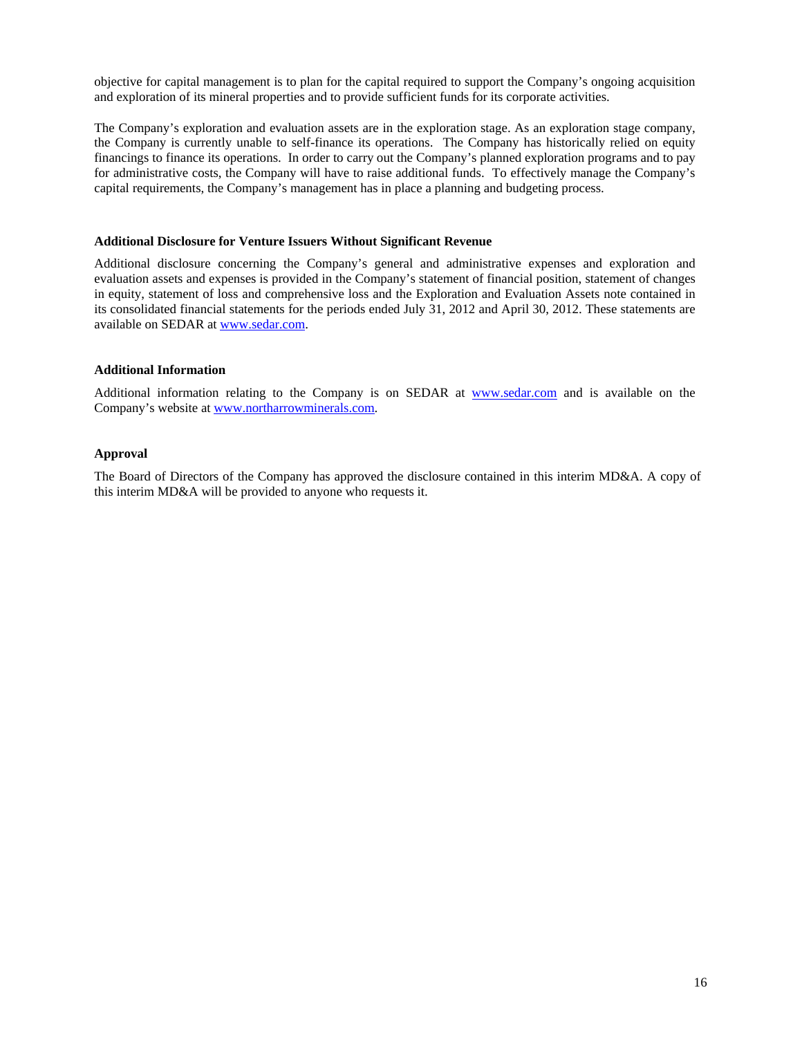objective for capital management is to plan for the capital required to support the Company's ongoing acquisition and exploration of its mineral properties and to provide sufficient funds for its corporate activities.

The Company's exploration and evaluation assets are in the exploration stage. As an exploration stage company, the Company is currently unable to self-finance its operations. The Company has historically relied on equity financings to finance its operations. In order to carry out the Company's planned exploration programs and to pay for administrative costs, the Company will have to raise additional funds. To effectively manage the Company's capital requirements, the Company's management has in place a planning and budgeting process.

### Additional Disclosure for Venture Issuers Without Significant Revenue

Additional disclosure concerning the Company's general and administrative expenses and exploration and evaluation assets and expenses is provided in the Company's statement of financial position, statement of changes in equity, statement of loss and comprehensive loss and the Exploration and Evaluation Assets note contained in its consolidated financial statements for the periods ended July 31, 2012 and April 30, 2012. These statements are available on SEDAR at www.sedar.com.

### Additional Information

Additional information relating to the Company is on SEDAR at www.sedar.com and is available on the Company's website at www.northarrowminerals.com.

### Approval

The Board of Directors of the Company has approved the disclosure contained in this interim MD&A. A copy of this interim MD&A will be provided to anyone who requests it.